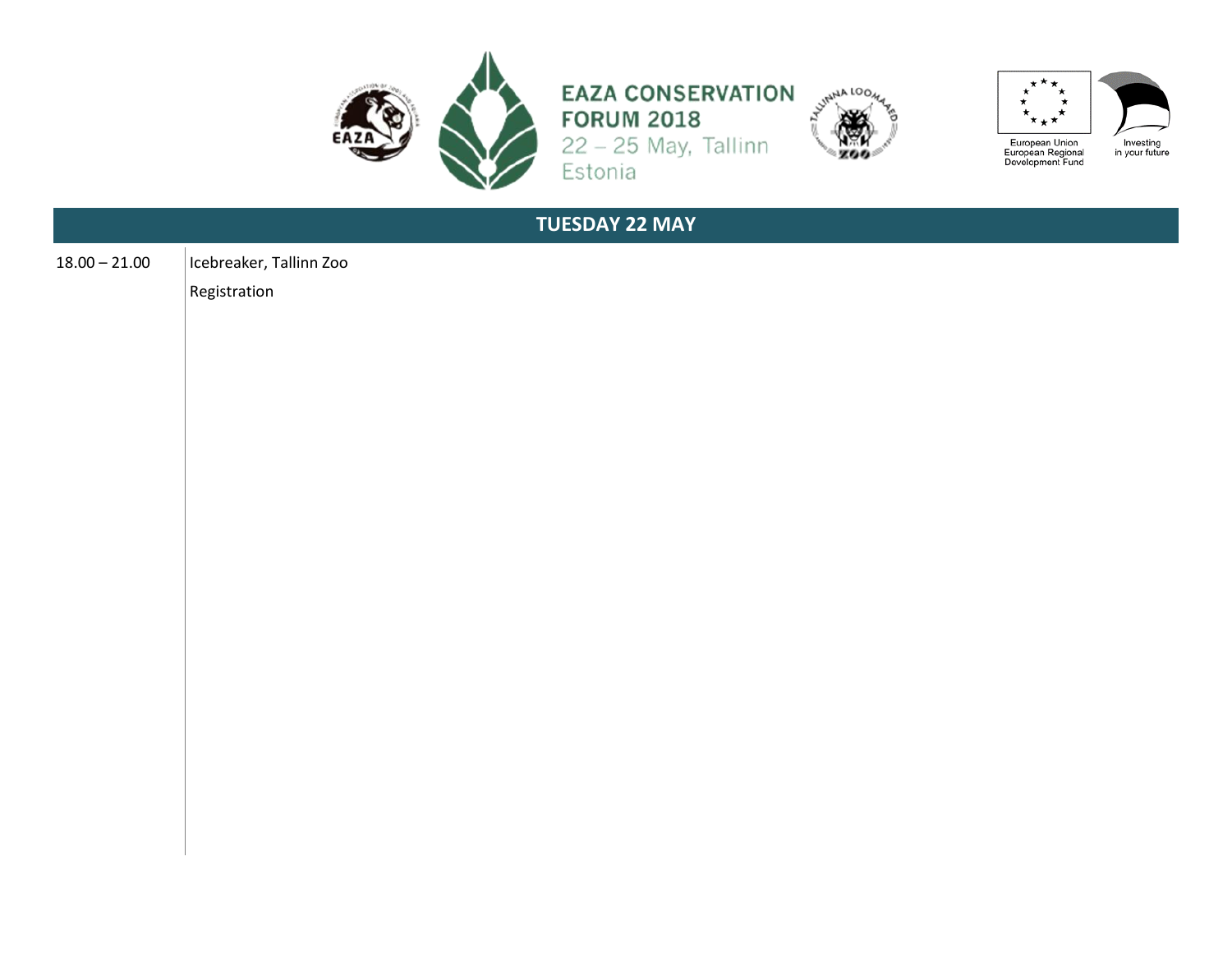# EAZA CONSERVATION FORUM 2018

22 – 25 May, Tallinn Estonia

European Union European Regional Development Fund

Investing in your future

## TUESDAY 22 MAY

| | |
|---|---|
| 18.00 – 21.00 | Icebreaker, Tallinn Zoo |
| | Registration |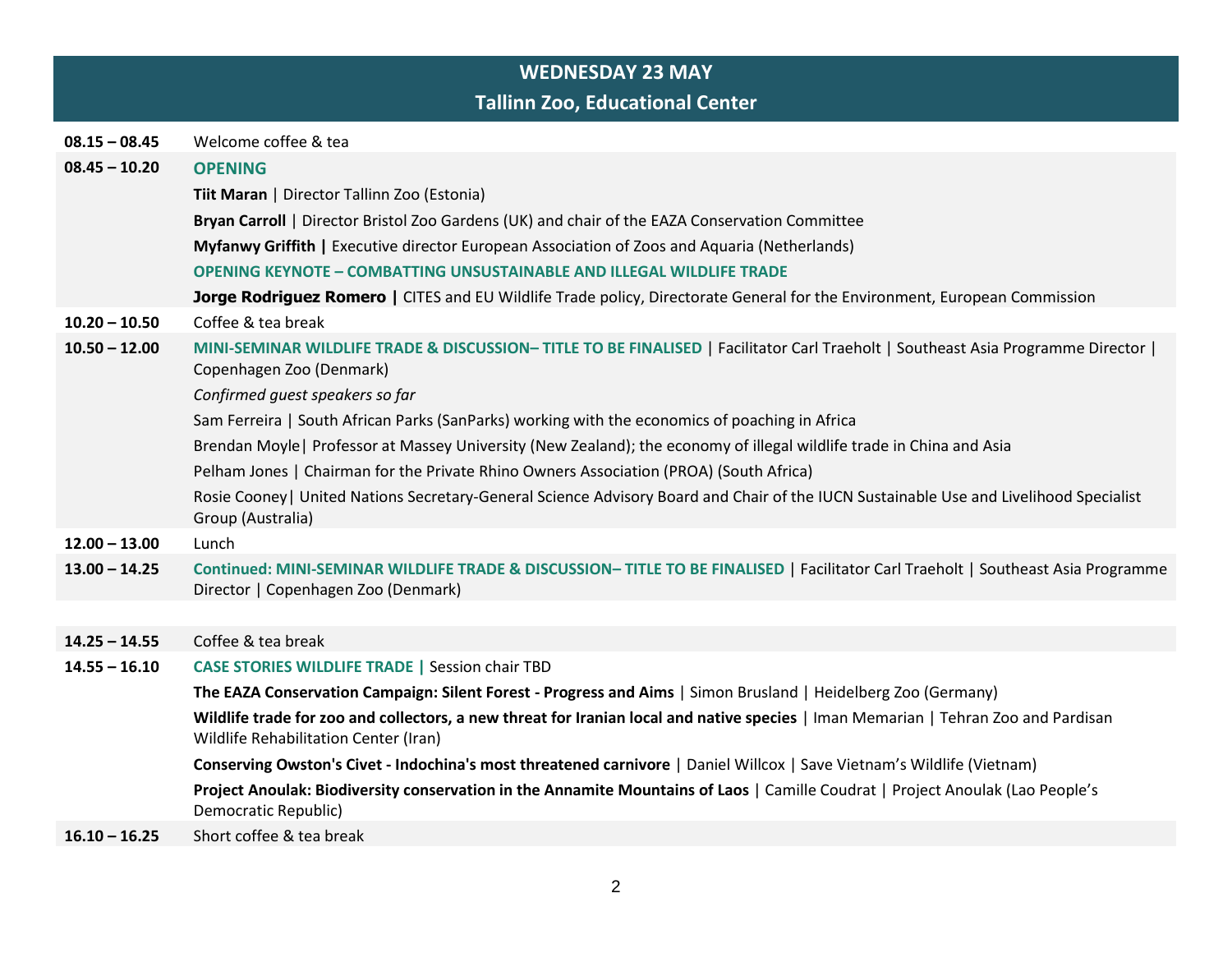## WEDNESDAY 23 MAY
## Tallinn Zoo, Educational Center

| | |
|---|---|
| **08.15 – 08.45** | Welcome coffee & tea |
| **08.45 – 10.20** | **OPENING**<br>**Tiit Maran** \| Director Tallinn Zoo (Estonia)<br>**Bryan Carroll** \| Director Bristol Zoo Gardens (UK) and chair of the EAZA Conservation Committee<br>**Myfanwy Griffith \|** Executive director European Association of Zoos and Aquaria (Netherlands)<br>**OPENING KEYNOTE – COMBATTING UNSUSTAINABLE AND ILLEGAL WILDLIFE TRADE**<br>**Jorge Rodriguez Romero \|** CITES and EU Wildlife Trade policy, Directorate General for the Environment, European Commission |
| **10.20 – 10.50** | Coffee & tea break |
| **10.50 – 12.00** | **MINI-SEMINAR WILDLIFE TRADE & DISCUSSION– TITLE TO BE FINALISED** \| Facilitator Carl Traeholt \| Southeast Asia Programme Director \| Copenhagen Zoo (Denmark)<br>*Confirmed guest speakers so far*<br>Sam Ferreira \| South African Parks (SanParks) working with the economics of poaching in Africa<br>Brendan Moyle\| Professor at Massey University (New Zealand); the economy of illegal wildlife trade in China and Asia<br>Pelham Jones \| Chairman for the Private Rhino Owners Association (PROA) (South Africa)<br>Rosie Cooney\| United Nations Secretary-General Science Advisory Board and Chair of the IUCN Sustainable Use and Livelihood Specialist Group (Australia) |
| **12.00 – 13.00** | Lunch |
| **13.00 – 14.25** | **Continued: MINI-SEMINAR WILDLIFE TRADE & DISCUSSION– TITLE TO BE FINALISED** \| Facilitator Carl Traeholt \| Southeast Asia Programme Director \| Copenhagen Zoo (Denmark) |
| **14.25 – 14.55** | Coffee & tea break |
| **14.55 – 16.10** | **CASE STORIES WILDLIFE TRADE \|** Session chair TBD<br>**The EAZA Conservation Campaign: Silent Forest - Progress and Aims** \| Simon Brusland \| Heidelberg Zoo (Germany)<br>**Wildlife trade for zoo and collectors, a new threat for Iranian local and native species** \| Iman Memarian \| Tehran Zoo and Pardisan Wildlife Rehabilitation Center (Iran)<br>**Conserving Owston's Civet - Indochina's most threatened carnivore** \| Daniel Willcox \| Save Vietnam's Wildlife (Vietnam)<br>**Project Anoulak: Biodiversity conservation in the Annamite Mountains of Laos** \| Camille Coudrat \| Project Anoulak (Lao People's Democratic Republic) |
| **16.10 – 16.25** | Short coffee & tea break |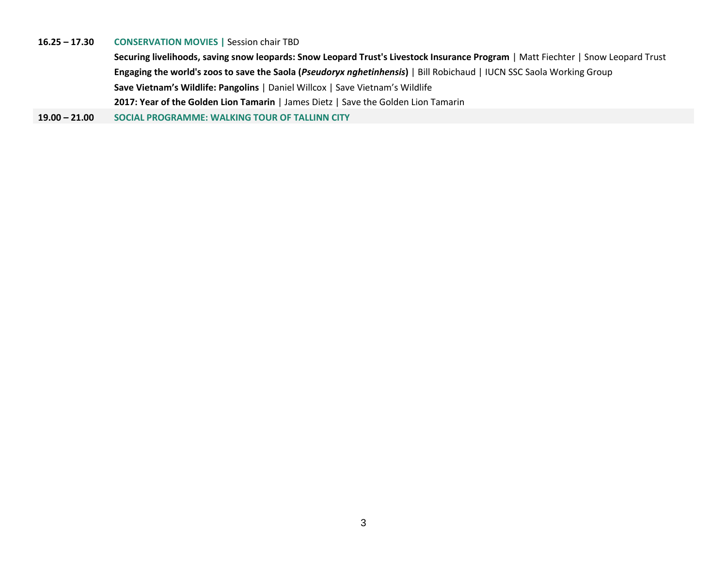| | |
|---|---|
| **16.25 – 17.30** | **CONSERVATION MOVIES \|** Session chair TBD |
| | **Securing livelihoods, saving snow leopards: Snow Leopard Trust's Livestock Insurance Program** \| Matt Fiechter \| Snow Leopard Trust |
| | **Engaging the world's zoos to save the Saola (*Pseudoryx nghetinhensis*)** \| Bill Robichaud \| IUCN SSC Saola Working Group |
| | **Save Vietnam's Wildlife: Pangolins** \| Daniel Willcox \| Save Vietnam's Wildlife |
| | **2017: Year of the Golden Lion Tamarin** \| James Dietz \| Save the Golden Lion Tamarin |
| **19.00 – 21.00** | **SOCIAL PROGRAMME: WALKING TOUR OF TALLINN CITY** |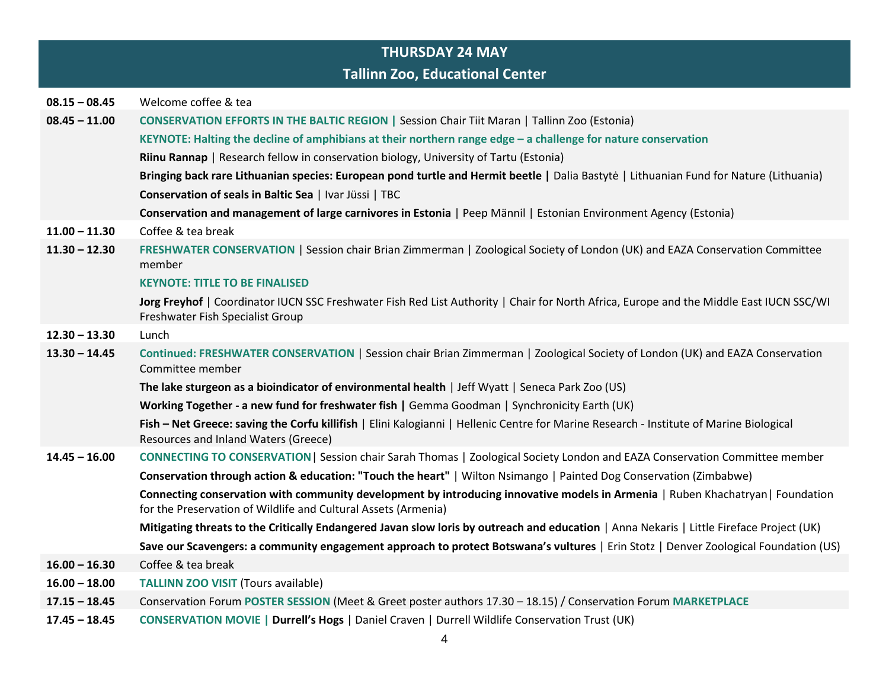## THURSDAY 24 MAY
### Tallinn Zoo, Educational Center

| Time | Programme |
|---|---|
| **08.15 – 08.45** | Welcome coffee & tea |
| **08.45 – 11.00** | **CONSERVATION EFFORTS IN THE BALTIC REGION \|** Session Chair Tiit Maran \| Tallinn Zoo (Estonia) |
| | **KEYNOTE: Halting the decline of amphibians at their northern range edge – a challenge for nature conservation** |
| | **Riinu Rannap** \| Research fellow in conservation biology, University of Tartu (Estonia) |
| | **Bringing back rare Lithuanian species: European pond turtle and Hermit beetle \|** Dalia Bastytė \| Lithuanian Fund for Nature (Lithuania) |
| | **Conservation of seals in Baltic Sea** \| Ivar Jüssi \| TBC |
| | **Conservation and management of large carnivores in Estonia** \| Peep Männil \| Estonian Environment Agency (Estonia) |
| **11.00 – 11.30** | Coffee & tea break |
| **11.30 – 12.30** | **FRESHWATER CONSERVATION** \| Session chair Brian Zimmerman \| Zoological Society of London (UK) and EAZA Conservation Committee member |
| | **KEYNOTE: TITLE TO BE FINALISED** |
| | **Jorg Freyhof** \| Coordinator IUCN SSC Freshwater Fish Red List Authority \| Chair for North Africa, Europe and the Middle East IUCN SSC/WI Freshwater Fish Specialist Group |
| **12.30 – 13.30** | Lunch |
| **13.30 – 14.45** | **Continued: FRESHWATER CONSERVATION** \| Session chair Brian Zimmerman \| Zoological Society of London (UK) and EAZA Conservation Committee member |
| | **The lake sturgeon as a bioindicator of environmental health** \| Jeff Wyatt \| Seneca Park Zoo (US) |
| | **Working Together - a new fund for freshwater fish \|** Gemma Goodman \| Synchronicity Earth (UK) |
| | **Fish – Net Greece: saving the Corfu killifish** \| Elini Kalogianni \| Hellenic Centre for Marine Research - Institute of Marine Biological Resources and Inland Waters (Greece) |
| **14.45 – 16.00** | **CONNECTING TO CONSERVATION**\| Session chair Sarah Thomas \| Zoological Society London and EAZA Conservation Committee member |
| | **Conservation through action & education: "Touch the heart"** \| Wilton Nsimango \| Painted Dog Conservation (Zimbabwe) |
| | **Connecting conservation with community development by introducing innovative models in Armenia** \| Ruben Khachatryan\| Foundation for the Preservation of Wildlife and Cultural Assets (Armenia) |
| | **Mitigating threats to the Critically Endangered Javan slow loris by outreach and education** \| Anna Nekaris \| Little Fireface Project (UK) |
| | **Save our Scavengers: a community engagement approach to protect Botswana's vultures** \| Erin Stotz \| Denver Zoological Foundation (US) |
| **16.00 – 16.30** | Coffee & tea break |
| **16.00 – 18.00** | **TALLINN ZOO VISIT** (Tours available) |
| **17.15 – 18.45** | Conservation Forum **POSTER SESSION** (Meet & Greet poster authors 17.30 – 18.15) / Conservation Forum **MARKETPLACE** |
| **17.45 – 18.45** | **CONSERVATION MOVIE \| Durrell's Hogs** \| Daniel Craven \| Durrell Wildlife Conservation Trust (UK) |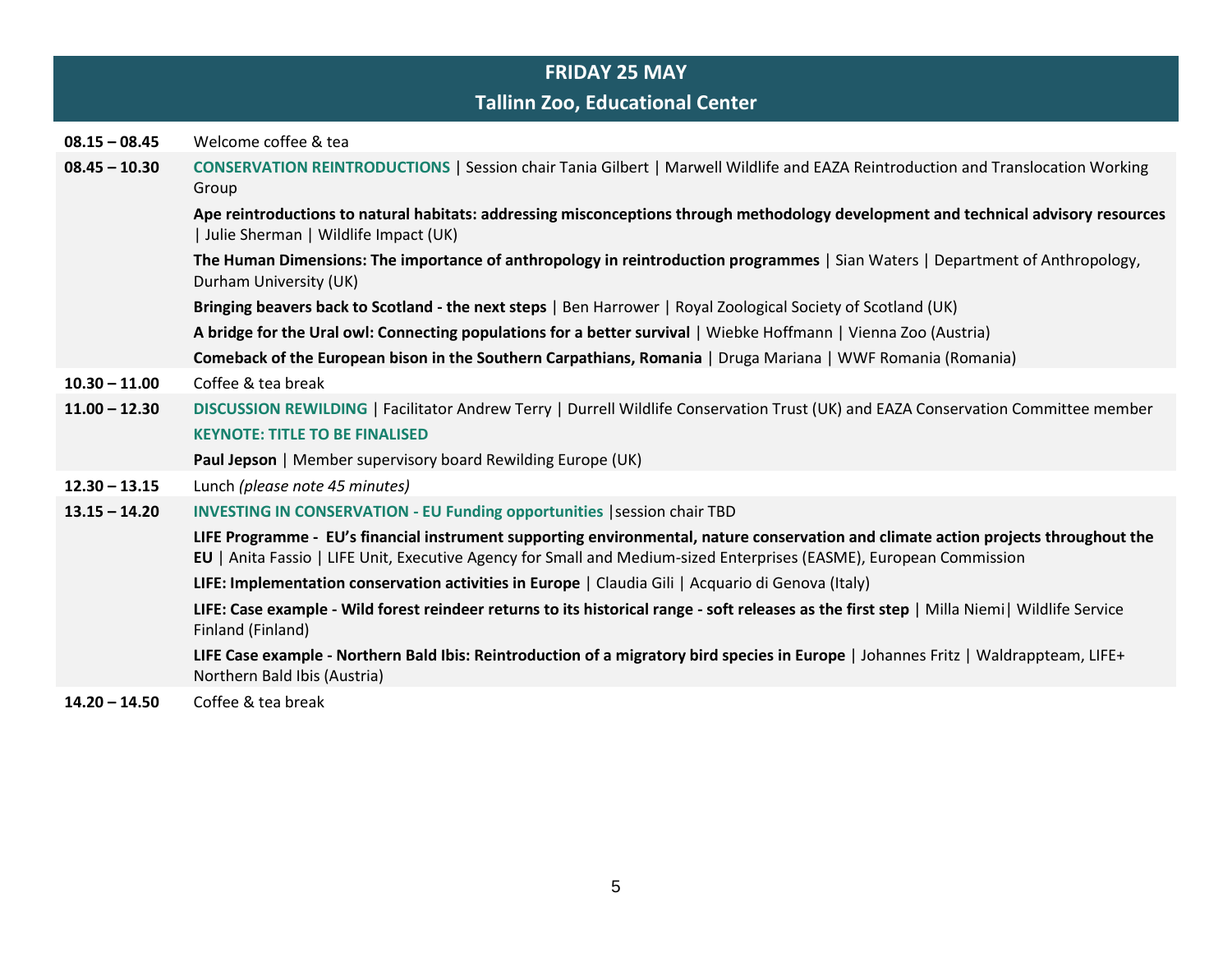## FRIDAY 25 MAY

### Tallinn Zoo, Educational Center

| | |
|---|---|
| **08.15 – 08.45** | Welcome coffee & tea |
| **08.45 – 10.30** | **CONSERVATION REINTRODUCTIONS** \| Session chair Tania Gilbert \| Marwell Wildlife and EAZA Reintroduction and Translocation Working Group |
| | **Ape reintroductions to natural habitats: addressing misconceptions through methodology development and technical advisory resources** \| Julie Sherman \| Wildlife Impact (UK) |
| | **The Human Dimensions: The importance of anthropology in reintroduction programmes** \| Sian Waters \| Department of Anthropology, Durham University (UK) |
| | **Bringing beavers back to Scotland - the next steps** \| Ben Harrower \| Royal Zoological Society of Scotland (UK) |
| | **A bridge for the Ural owl: Connecting populations for a better survival** \| Wiebke Hoffmann \| Vienna Zoo (Austria) |
| | **Comeback of the European bison in the Southern Carpathians, Romania** \| Druga Mariana \| WWF Romania (Romania) |
| **10.30 – 11.00** | Coffee & tea break |
| **11.00 – 12.30** | **DISCUSSION REWILDING** \| Facilitator Andrew Terry \| Durrell Wildlife Conservation Trust (UK) and EAZA Conservation Committee member |
| | **KEYNOTE: TITLE TO BE FINALISED** |
| | **Paul Jepson** \| Member supervisory board Rewilding Europe (UK) |
| **12.30 – 13.15** | Lunch *(please note 45 minutes)* |
| **13.15 – 14.20** | **INVESTING IN CONSERVATION - EU Funding opportunities** \|session chair TBD |
| | **LIFE Programme - EU's financial instrument supporting environmental, nature conservation and climate action projects throughout the EU** \| Anita Fassio \| LIFE Unit, Executive Agency for Small and Medium-sized Enterprises (EASME), European Commission |
| | **LIFE: Implementation conservation activities in Europe** \| Claudia Gili \| Acquario di Genova (Italy) |
| | **LIFE: Case example - Wild forest reindeer returns to its historical range - soft releases as the first step** \| Milla Niemi\| Wildlife Service Finland (Finland) |
| | **LIFE Case example - Northern Bald Ibis: Reintroduction of a migratory bird species in Europe** \| Johannes Fritz \| Waldrappteam, LIFE+ Northern Bald Ibis (Austria) |
| **14.20 – 14.50** | Coffee & tea break |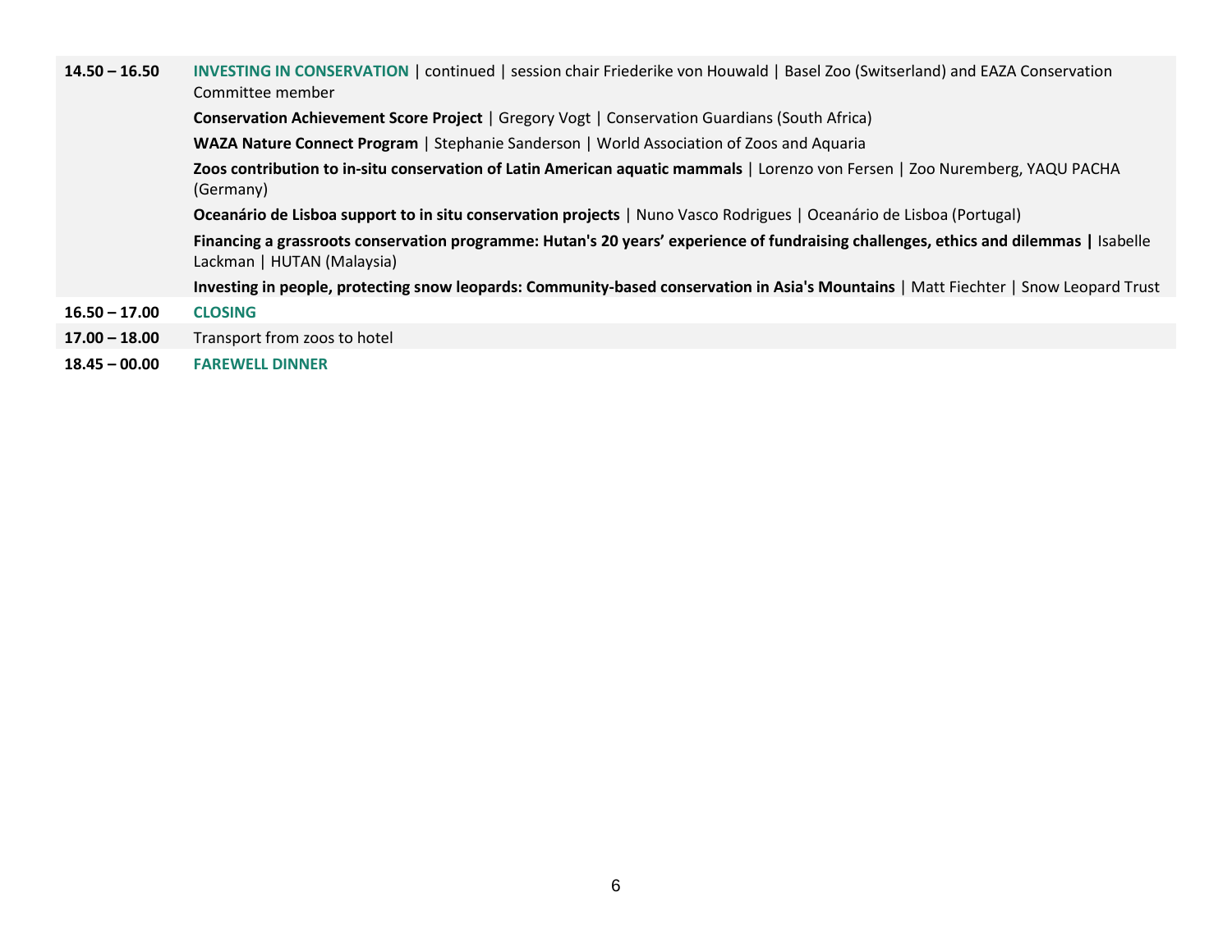| | |
|---|---|
| **14.50 – 16.50** | **INVESTING IN CONSERVATION** \| continued \| session chair Friederike von Houwald \| Basel Zoo (Switzerland) and EAZA Conservation Committee member<br>**Conservation Achievement Score Project** \| Gregory Vogt \| Conservation Guardians (South Africa)<br>**WAZA Nature Connect Program** \| Stephanie Sanderson \| World Association of Zoos and Aquaria<br>**Zoos contribution to in-situ conservation of Latin American aquatic mammals** \| Lorenzo von Fersen \| Zoo Nuremberg, YAQU PACHA (Germany)<br>**Oceanário de Lisboa support to in situ conservation projects** \| Nuno Vasco Rodrigues \| Oceanário de Lisboa (Portugal)<br>**Financing a grassroots conservation programme: Hutan's 20 years' experience of fundraising challenges, ethics and dilemmas \|** Isabelle Lackman \| HUTAN (Malaysia)<br>**Investing in people, protecting snow leopards: Community-based conservation in Asia's Mountains** \| Matt Fiechter \| Snow Leopard Trust |
| **16.50 – 17.00** | **CLOSING** |
| **17.00 – 18.00** | Transport from zoos to hotel |
| **18.45 – 00.00** | **FAREWELL DINNER** |